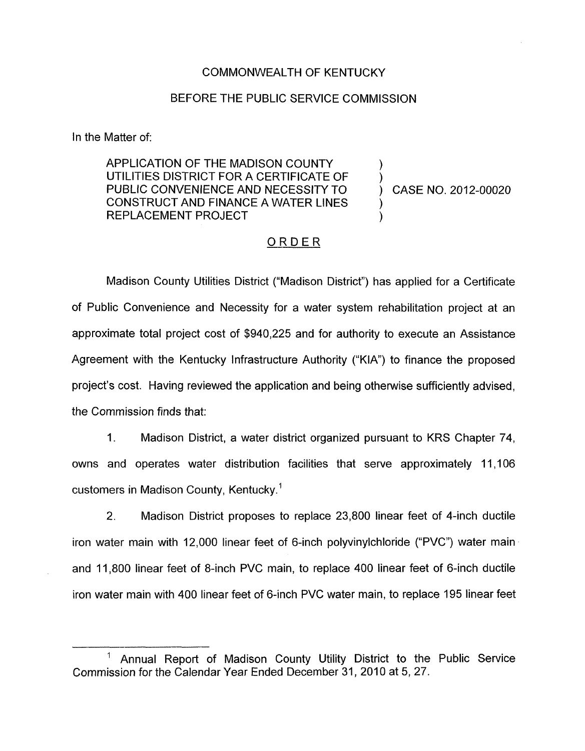COMMONWEALTH OF KENTUCKY

BEFORE THE PUBLIC SERVICE COMMISSION

In the Matter of:

| | | |
|---|---|---|
| APPLICATION OF THE MADISON COUNTY UTILITIES DISTRICT FOR A CERTIFICATE OF PUBLIC CONVENIENCE AND NECESSITY TO CONSTRUCT AND FINANCE A WATER LINES REPLACEMENT PROJECT | ) | CASE NO. 2012-00020 |

## ORDER

Madison County Utilities District ("Madison District") has applied for a Certificate of Public Convenience and Necessity for a water system rehabilitation project at an approximate total project cost of $940,225 and for authority to execute an Assistance Agreement with the Kentucky Infrastructure Authority ("KIA") to finance the proposed project's cost. Having reviewed the application and being otherwise sufficiently advised, the Commission finds that:

1. Madison District, a water district organized pursuant to KRS Chapter 74, owns and operates water distribution facilities that serve approximately 11,106 customers in Madison County, Kentucky.[1]

2. Madison District proposes to replace 23,800 linear feet of 4-inch ductile iron water main with 12,000 linear feet of 6-inch polyvinylchloride ("PVC") water main and 11,800 linear feet of 8-inch PVC main, to replace 400 linear feet of 6-inch ductile iron water main with 400 linear feet of 6-inch PVC water main, to replace 195 linear feet

---

[1] Annual Report of Madison County Utility District to the Public Service Commission for the Calendar Year Ended December 31, 2010 at 5, 27.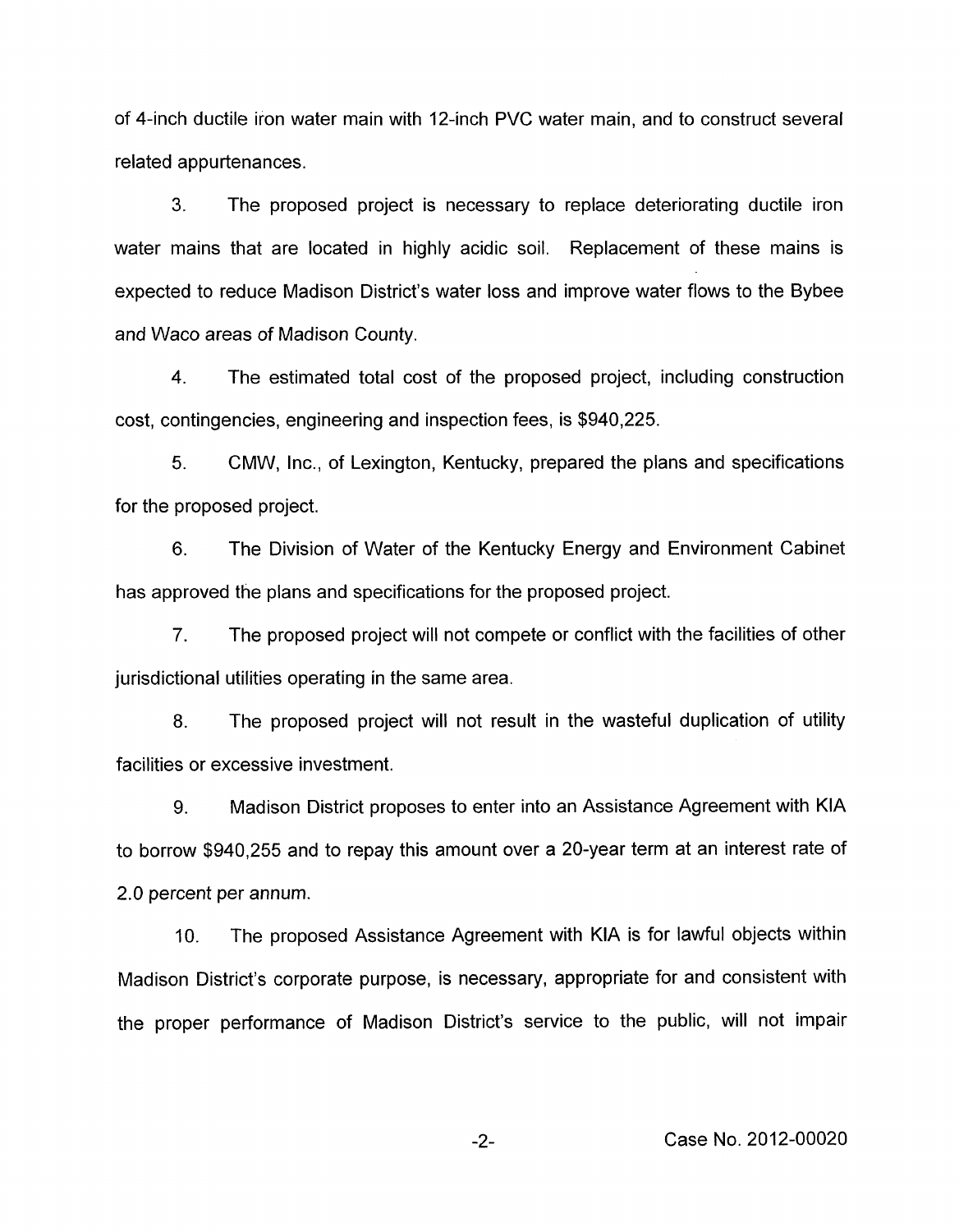of 4-inch ductile iron water main with 12-inch PVC water main, and to construct several related appurtenances.

3. The proposed project is necessary to replace deteriorating ductile iron water mains that are located in highly acidic soil. Replacement of these mains is expected to reduce Madison District's water loss and improve water flows to the Bybee and Waco areas of Madison County.

4. The estimated total cost of the proposed project, including construction cost, contingencies, engineering and inspection fees, is $940,225.

5. CMW, Inc., of Lexington, Kentucky, prepared the plans and specifications for the proposed project.

6. The Division of Water of the Kentucky Energy and Environment Cabinet has approved the plans and specifications for the proposed project.

7. The proposed project will not compete or conflict with the facilities of other jurisdictional utilities operating in the same area.

8. The proposed project will not result in the wasteful duplication of utility facilities or excessive investment.

9. Madison District proposes to enter into an Assistance Agreement with KIA to borrow $940,255 and to repay this amount over a 20-year term at an interest rate of 2.0 percent per annum.

10. The proposed Assistance Agreement with KIA is for lawful objects within Madison District's corporate purpose, is necessary, appropriate for and consistent with the proper performance of Madison District's service to the public, will not impair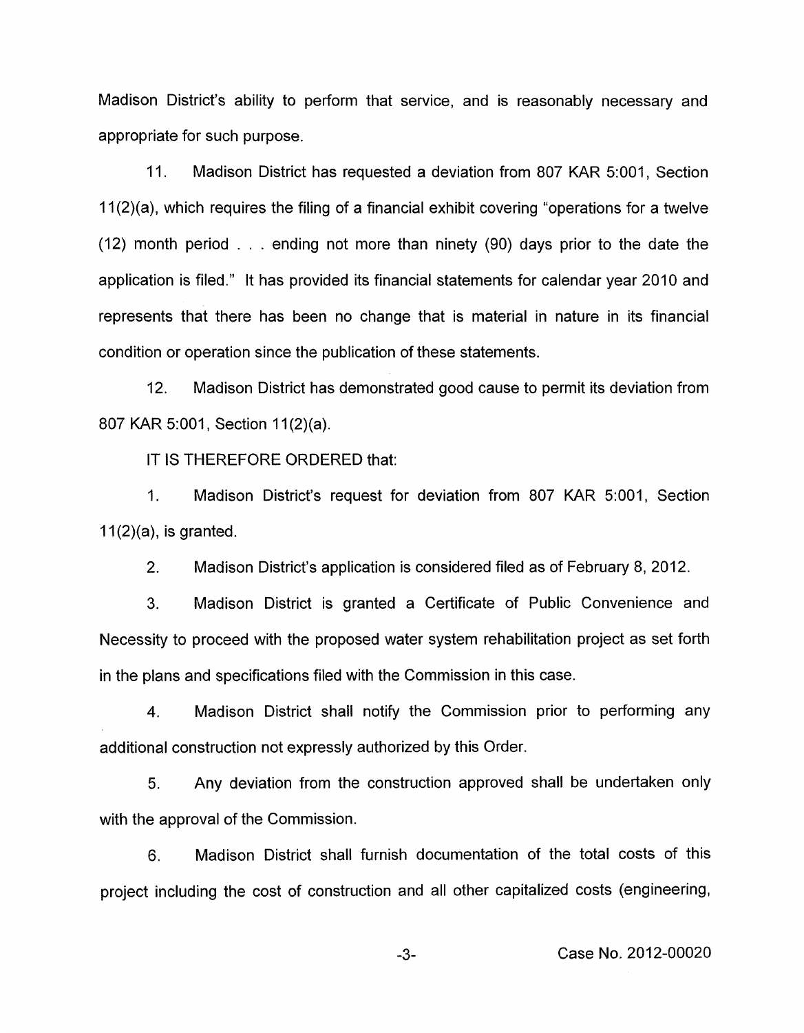Madison District's ability to perform that service, and is reasonably necessary and appropriate for such purpose.

11. Madison District has requested a deviation from 807 KAR 5:001, Section 11(2)(a), which requires the filing of a financial exhibit covering "operations for a twelve (12) month period . . . ending not more than ninety (90) days prior to the date the application is filed." It has provided its financial statements for calendar year 2010 and represents that there has been no change that is material in nature in its financial condition or operation since the publication of these statements.

12. Madison District has demonstrated good cause to permit its deviation from 807 KAR 5:001, Section 11(2)(a).

IT IS THEREFORE ORDERED that:

1. Madison District's request for deviation from 807 KAR 5:001, Section 11(2)(a), is granted.

2. Madison District's application is considered filed as of February 8, 2012.

3. Madison District is granted a Certificate of Public Convenience and Necessity to proceed with the proposed water system rehabilitation project as set forth in the plans and specifications filed with the Commission in this case.

4. Madison District shall notify the Commission prior to performing any additional construction not expressly authorized by this Order.

5. Any deviation from the construction approved shall be undertaken only with the approval of the Commission.

6. Madison District shall furnish documentation of the total costs of this project including the cost of construction and all other capitalized costs (engineering,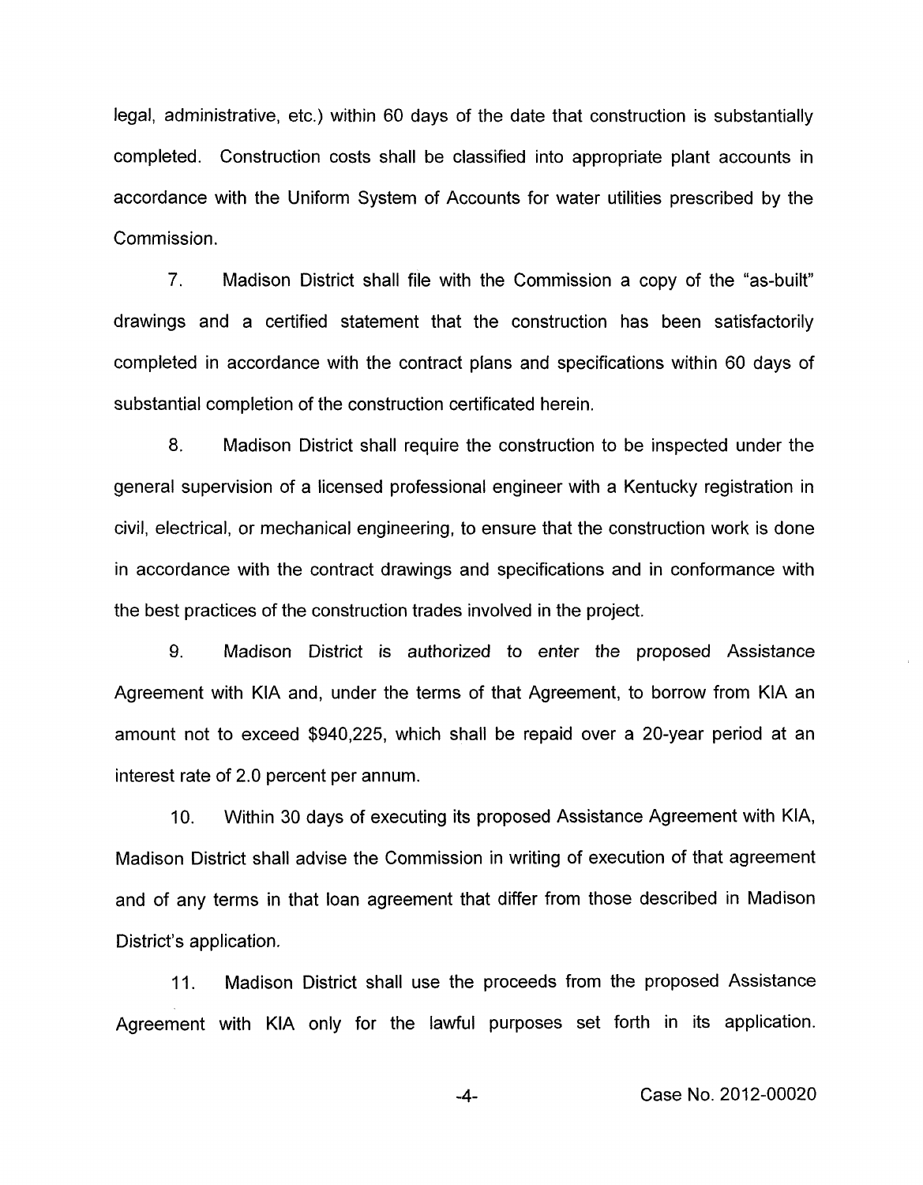legal, administrative, etc.) within 60 days of the date that construction is substantially completed. Construction costs shall be classified into appropriate plant accounts in accordance with the Uniform System of Accounts for water utilities prescribed by the Commission.

7. Madison District shall file with the Commission a copy of the "as-built" drawings and a certified statement that the construction has been satisfactorily completed in accordance with the contract plans and specifications within 60 days of substantial completion of the construction certificated herein.

8. Madison District shall require the construction to be inspected under the general supervision of a licensed professional engineer with a Kentucky registration in civil, electrical, or mechanical engineering, to ensure that the construction work is done in accordance with the contract drawings and specifications and in conformance with the best practices of the construction trades involved in the project.

9. Madison District is authorized to enter the proposed Assistance Agreement with KIA and, under the terms of that Agreement, to borrow from KIA an amount not to exceed $940,225, which shall be repaid over a 20-year period at an interest rate of 2.0 percent per annum.

10. Within 30 days of executing its proposed Assistance Agreement with KIA, Madison District shall advise the Commission in writing of execution of that agreement and of any terms in that loan agreement that differ from those described in Madison District's application.

11. Madison District shall use the proceeds from the proposed Assistance Agreement with KIA only for the lawful purposes set forth in its application.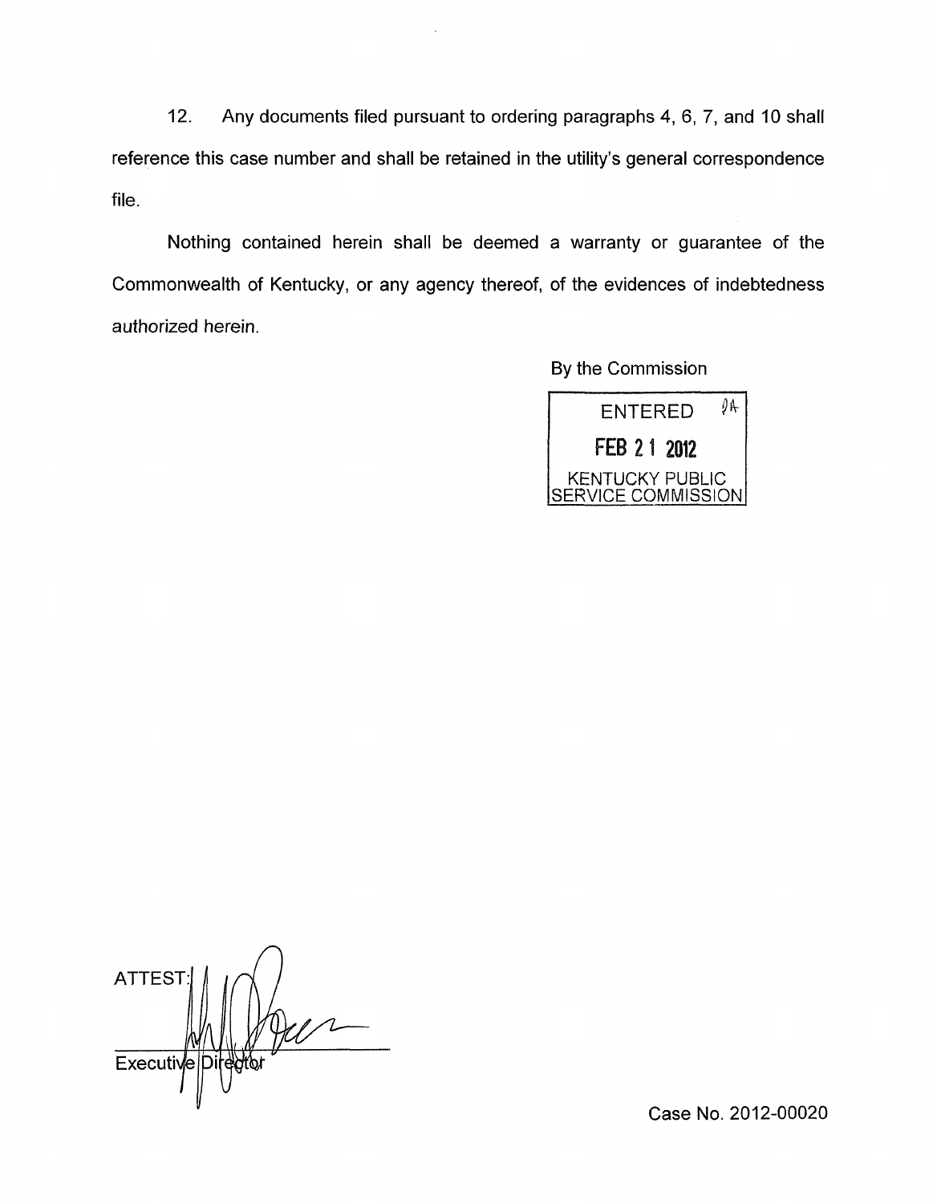12. Any documents filed pursuant to ordering paragraphs 4, 6, 7, and 10 shall reference this case number and shall be retained in the utility's general correspondence file.

Nothing contained herein shall be deemed a warranty or guarantee of the Commonwealth of Kentucky, or any agency thereof, of the evidences of indebtedness authorized herein.

By the Commission

ENTERED
FEB 21 2012
KENTUCKY PUBLIC SERVICE COMMISSION

ATTEST:

Executive Director

Case No. 2012-00020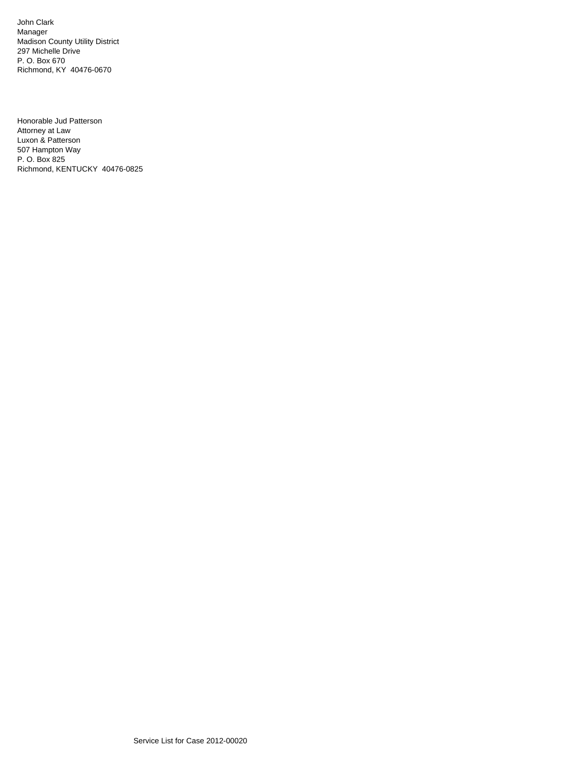John Clark
Manager
Madison County Utility District
297 Michelle Drive
P. O. Box 670
Richmond, KY 40476-0670

Honorable Jud Patterson
Attorney at Law
Luxon & Patterson
507 Hampton Way
P. O. Box 825
Richmond, KENTUCKY 40476-0825

Service List for Case 2012-00020